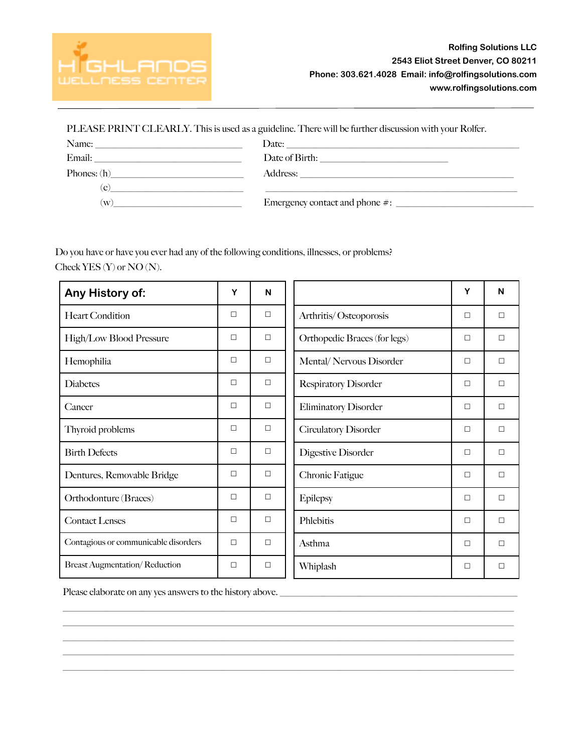HIGHLANDS WELLNESS CENTER

**Rolfing Solutions LLC**
**2543 Eliot Street Denver, CO 80211**
**Phone: 303.621.4028 Email: info@rolfingsolutions.com**
**www.rolfingsolutions.com**

---

PLEASE PRINT CLEARLY. This is used as a guideline. There will be further discussion with your Rolfer.

Name: ______________________________ Date: ______________________________

Email: ______________________________ Date of Birth: ______________________________

Phones: (h)______________________________ Address: ______________________________

(c)______________________________ ______________________________

(w)______________________________ Emergency contact and phone #: ______________________________

Do you have or have you ever had any of the following conditions, illnesses, or problems?
Check YES (Y) or NO (N).

| Any History of: | Y | N |
|---|---|---|
| Heart Condition | ☐ | ☐ |
| High/Low Blood Pressure | ☐ | ☐ |
| Hemophilia | ☐ | ☐ |
| Diabetes | ☐ | ☐ |
| Cancer | ☐ | ☐ |
| Thyroid problems | ☐ | ☐ |
| Birth Defects | ☐ | ☐ |
| Dentures, Removable Bridge | ☐ | ☐ |
| Orthodonture (Braces) | ☐ | ☐ |
| Contact Lenses | ☐ | ☐ |
| Contagious or communicable disorders | ☐ | ☐ |
| Breast Augmentation/ Reduction | ☐ | ☐ |

| | Y | N |
|---|---|---|
| Arthritis/ Osteoporosis | ☐ | ☐ |
| Orthopedic Braces (for legs) | ☐ | ☐ |
| Mental/ Nervous Disorder | ☐ | ☐ |
| Respiratory Disorder | ☐ | ☐ |
| Eliminatory Disorder | ☐ | ☐ |
| Circulatory Disorder | ☐ | ☐ |
| Digestive Disorder | ☐ | ☐ |
| Chronic Fatigue | ☐ | ☐ |
| Epilepsy | ☐ | ☐ |
| Phlebitis | ☐ | ☐ |
| Asthma | ☐ | ☐ |
| Whiplash | ☐ | ☐ |

Please elaborate on any yes answers to the history above. ______________________________

______________________________________________________________________

______________________________________________________________________

______________________________________________________________________

______________________________________________________________________

______________________________________________________________________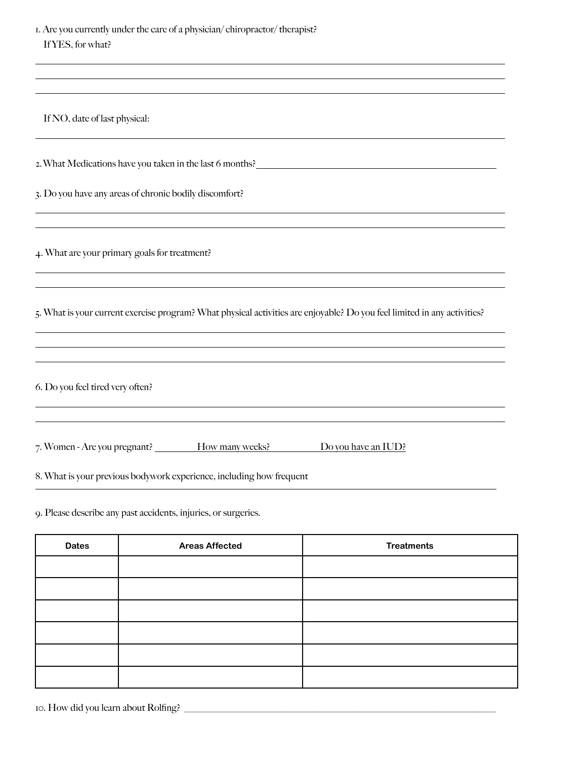1. Are you currently under the care of a physician/ chiropractor/ therapist?
   If YES, for what?

If NO, date of last physical:

2. What Medications have you taken in the last 6 months?

3. Do you have any areas of chronic bodily discomfort?

4. What are your primary goals for treatment?

5. What is your current exercise program? What physical activities are enjoyable? Do you feel limited in any activities?

6. Do you feel tired very often?

7. Women - Are you pregnant? How many weeks? Do you have an IUD?

8. What is your previous bodywork experience, including how frequent

9. Please describe any past accidents, injuries, or surgeries.

| Dates | Areas Affected | Treatments |
|---|---|---|
| | | |
| | | |
| | | |
| | | |
| | | |
| | | |

10. How did you learn about Rolfing?